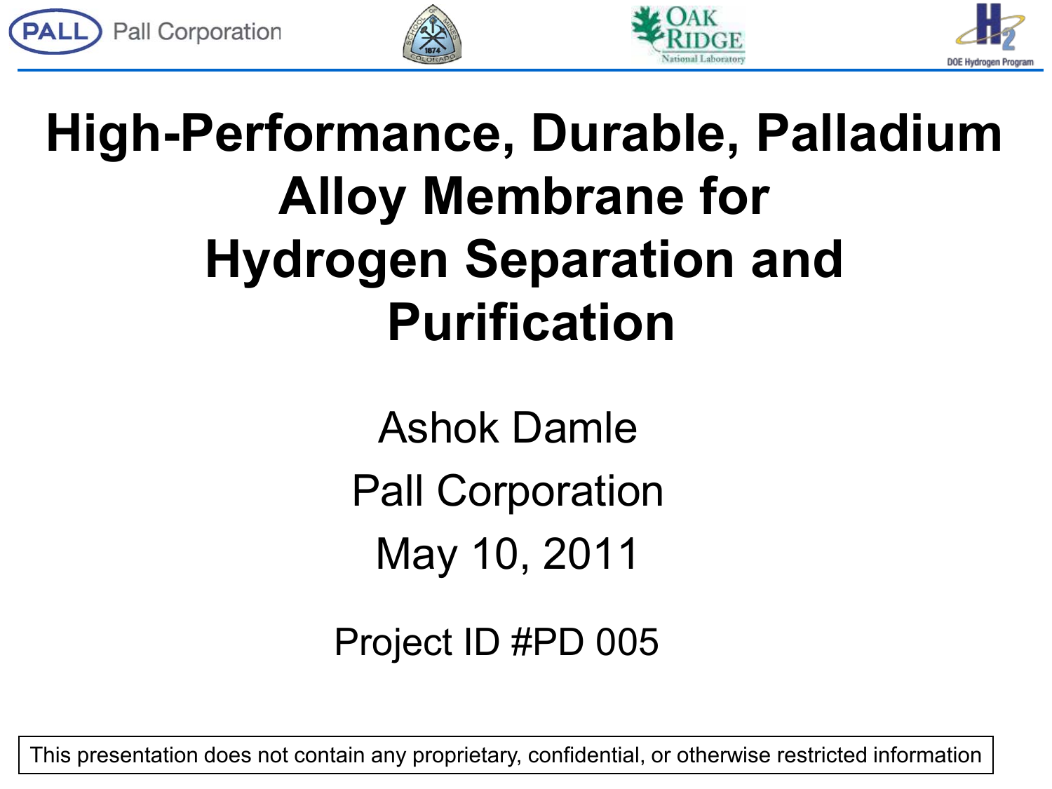Pall Corporation

# High-Performance, Durable, Palladium Alloy Membrane for Hydrogen Separation and Purification

Ashok Damle

Pall Corporation

May 10, 2011

Project ID #PD 005

This presentation does not contain any proprietary, confidential, or otherwise restricted information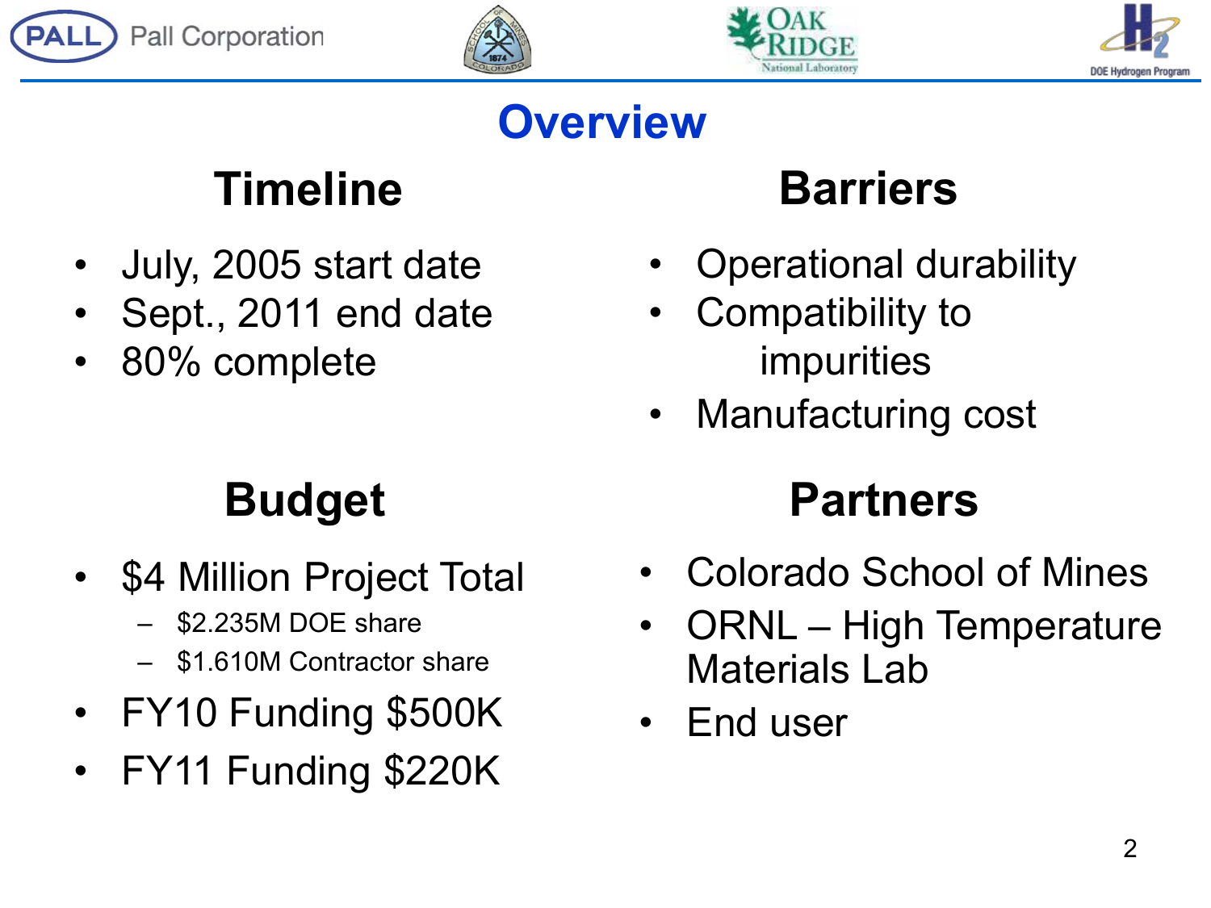# Overview

## Timeline

- July, 2005 start date
- Sept., 2011 end date
- 80% complete

## Barriers

- Operational durability
- Compatibility to impurities
- Manufacturing cost

## Budget

- $4 Million Project Total
  - $2.235M DOE share
  - $1.610M Contractor share
- FY10 Funding $500K
- FY11 Funding $220K

## Partners

- Colorado School of Mines
- ORNL – High Temperature Materials Lab
- End user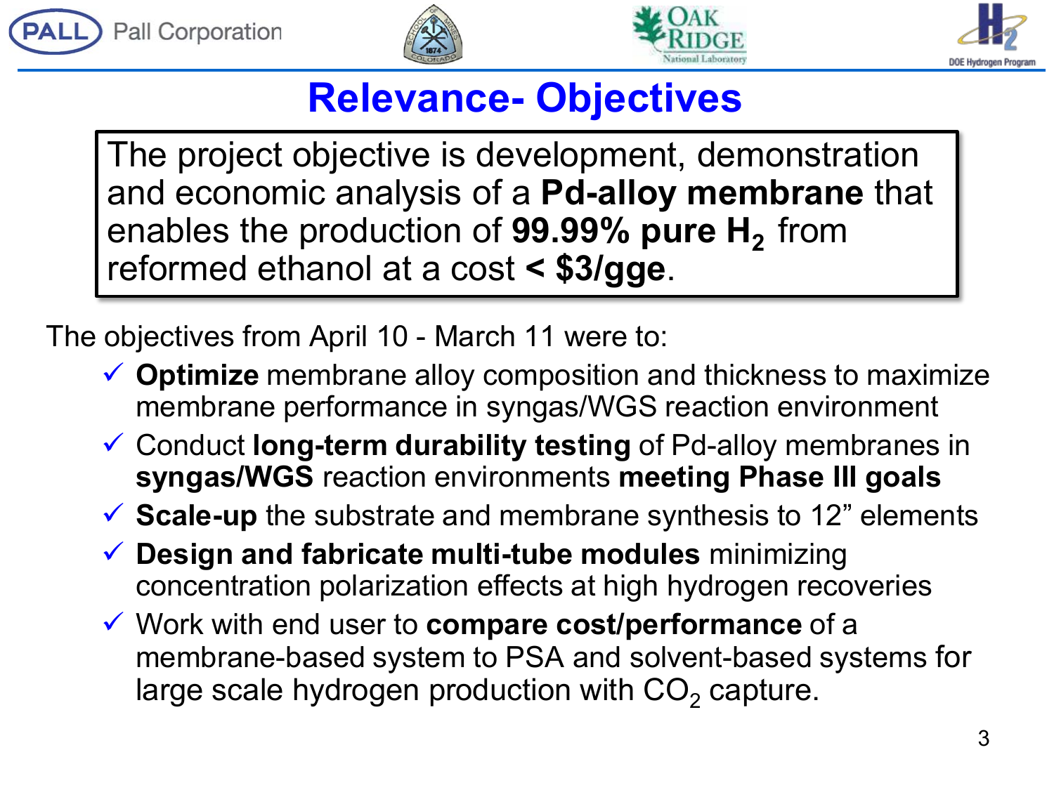# Relevance- Objectives

The project objective is development, demonstration and economic analysis of a **Pd-alloy membrane** that enables the production of **99.99% pure $H_2$** from reformed ethanol at a cost **< $3/gge**.

The objectives from April 10 - March 11 were to:

- ✓ **Optimize** membrane alloy composition and thickness to maximize membrane performance in syngas/WGS reaction environment
- ✓ Conduct **long-term durability testing** of Pd-alloy membranes in **syngas/WGS** reaction environments **meeting Phase III goals**
- ✓ **Scale-up** the substrate and membrane synthesis to 12" elements
- ✓ **Design and fabricate multi-tube modules** minimizing concentration polarization effects at high hydrogen recoveries
- ✓ Work with end user to **compare cost/performance** of a membrane-based system to PSA and solvent-based systems for large scale hydrogen production with $CO_2$ capture.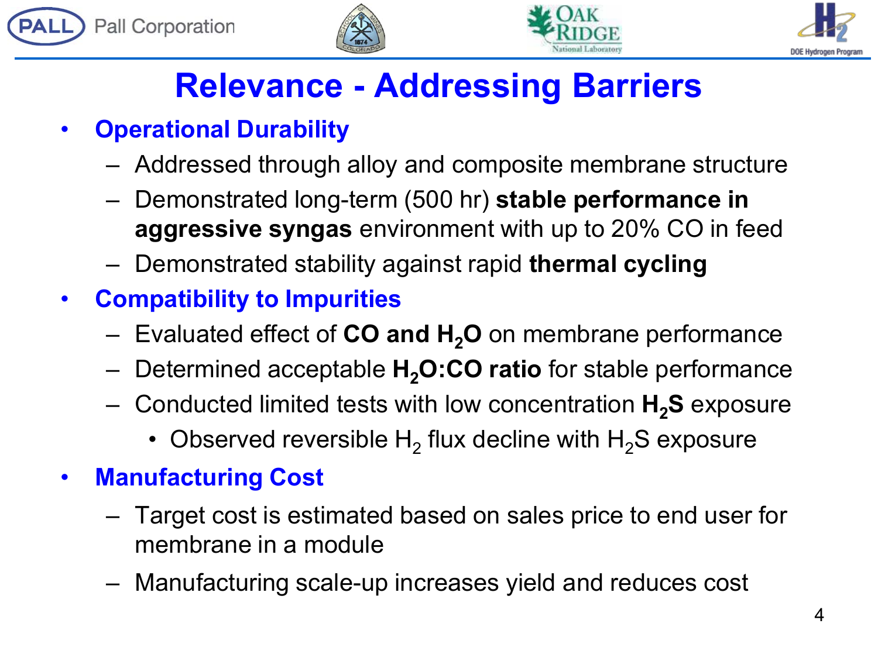# Relevance - Addressing Barriers

- **Operational Durability**
  - Addressed through alloy and composite membrane structure
  - Demonstrated long-term (500 hr) **stable performance in aggressive syngas** environment with up to 20% CO in feed
  - Demonstrated stability against rapid **thermal cycling**
- **Compatibility to Impurities**
  - Evaluated effect of **CO and $H_2O$** on membrane performance
  - Determined acceptable **$H_2O$:CO ratio** for stable performance
  - Conducted limited tests with low concentration **$H_2S$** exposure
    - Observed reversible $H_2$ flux decline with $H_2S$ exposure
- **Manufacturing Cost**
  - Target cost is estimated based on sales price to end user for membrane in a module
  - Manufacturing scale-up increases yield and reduces cost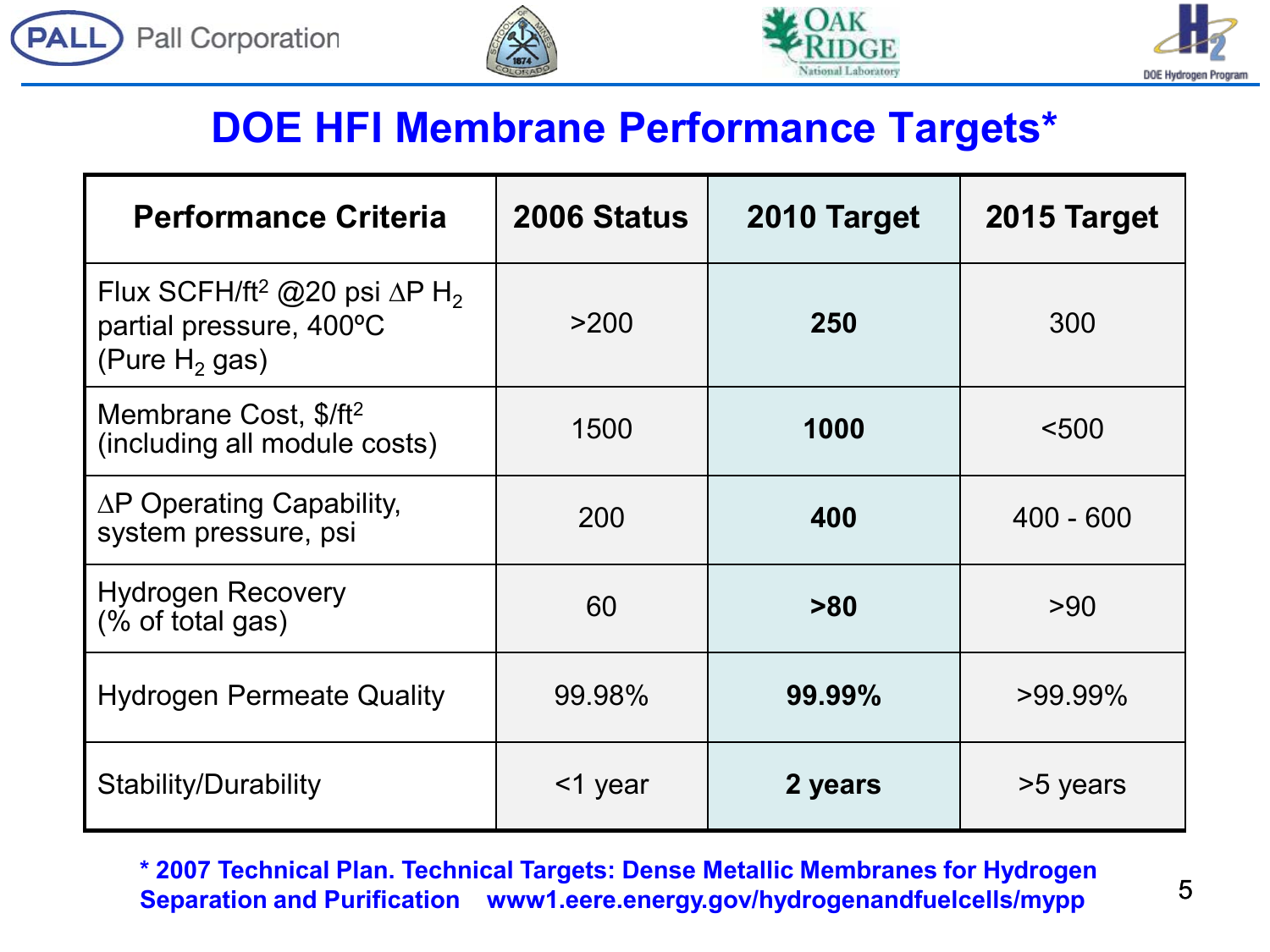# DOE HFI Membrane Performance Targets*

| Performance Criteria | 2006 Status | 2010 Target | 2015 Target |
|---|---|---|---|
| Flux SCFH/ft$^2$ @20 psi $\Delta$P $H_2$ partial pressure, 400ºC (Pure $H_2$ gas) | >200 | **250** | 300 |
| Membrane Cost, $/ft$^2$ (including all module costs) | 1500 | **1000** | <500 |
| $\Delta$P Operating Capability, system pressure, psi | 200 | **400** | 400 - 600 |
| Hydrogen Recovery (% of total gas) | 60 | **>80** | >90 |
| Hydrogen Permeate Quality | 99.98% | **99.99%** | >99.99% |
| Stability/Durability | <1 year | **2 years** | >5 years |

**\* 2007 Technical Plan. Technical Targets: Dense Metallic Membranes for Hydrogen Separation and Purification www1.eere.energy.gov/hydrogenandfuelcells/mypp**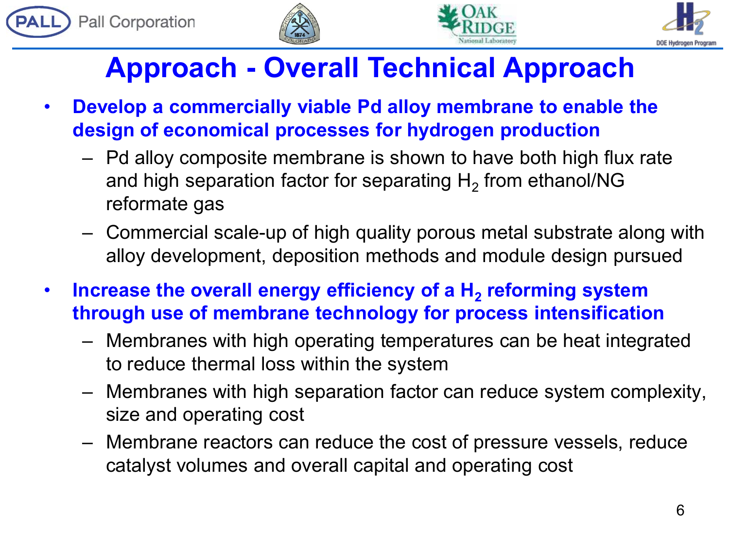# Approach - Overall Technical Approach

- **Develop a commercially viable Pd alloy membrane to enable the design of economical processes for hydrogen production**
  - Pd alloy composite membrane is shown to have both high flux rate and high separation factor for separating $H_2$ from ethanol/NG reformate gas
  - Commercial scale-up of high quality porous metal substrate along with alloy development, deposition methods and module design pursued
- **Increase the overall energy efficiency of a $H_2$ reforming system through use of membrane technology for process intensification**
  - Membranes with high operating temperatures can be heat integrated to reduce thermal loss within the system
  - Membranes with high separation factor can reduce system complexity, size and operating cost
  - Membrane reactors can reduce the cost of pressure vessels, reduce catalyst volumes and overall capital and operating cost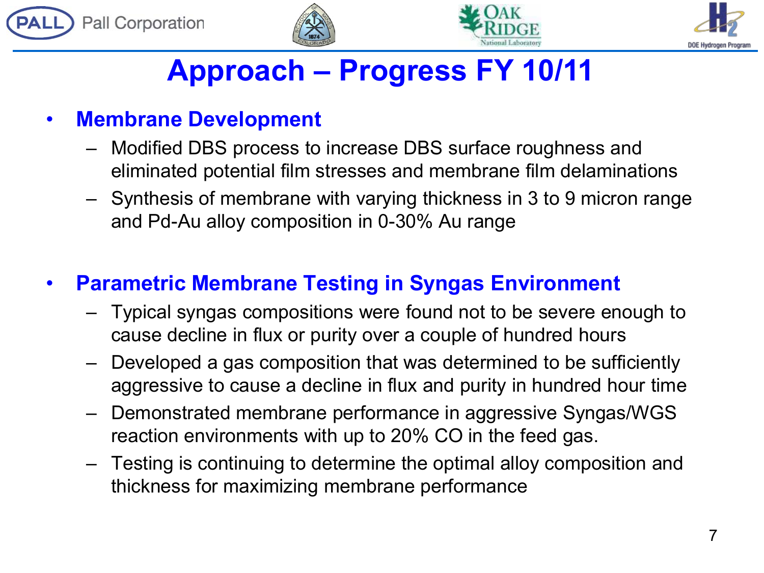# Approach – Progress FY 10/11

- **Membrane Development**
  - Modified DBS process to increase DBS surface roughness and eliminated potential film stresses and membrane film delaminations
  - Synthesis of membrane with varying thickness in 3 to 9 micron range and Pd-Au alloy composition in 0-30% Au range

- **Parametric Membrane Testing in Syngas Environment**
  - Typical syngas compositions were found not to be severe enough to cause decline in flux or purity over a couple of hundred hours
  - Developed a gas composition that was determined to be sufficiently aggressive to cause a decline in flux and purity in hundred hour time
  - Demonstrated membrane performance in aggressive Syngas/WGS reaction environments with up to 20% CO in the feed gas.
  - Testing is continuing to determine the optimal alloy composition and thickness for maximizing membrane performance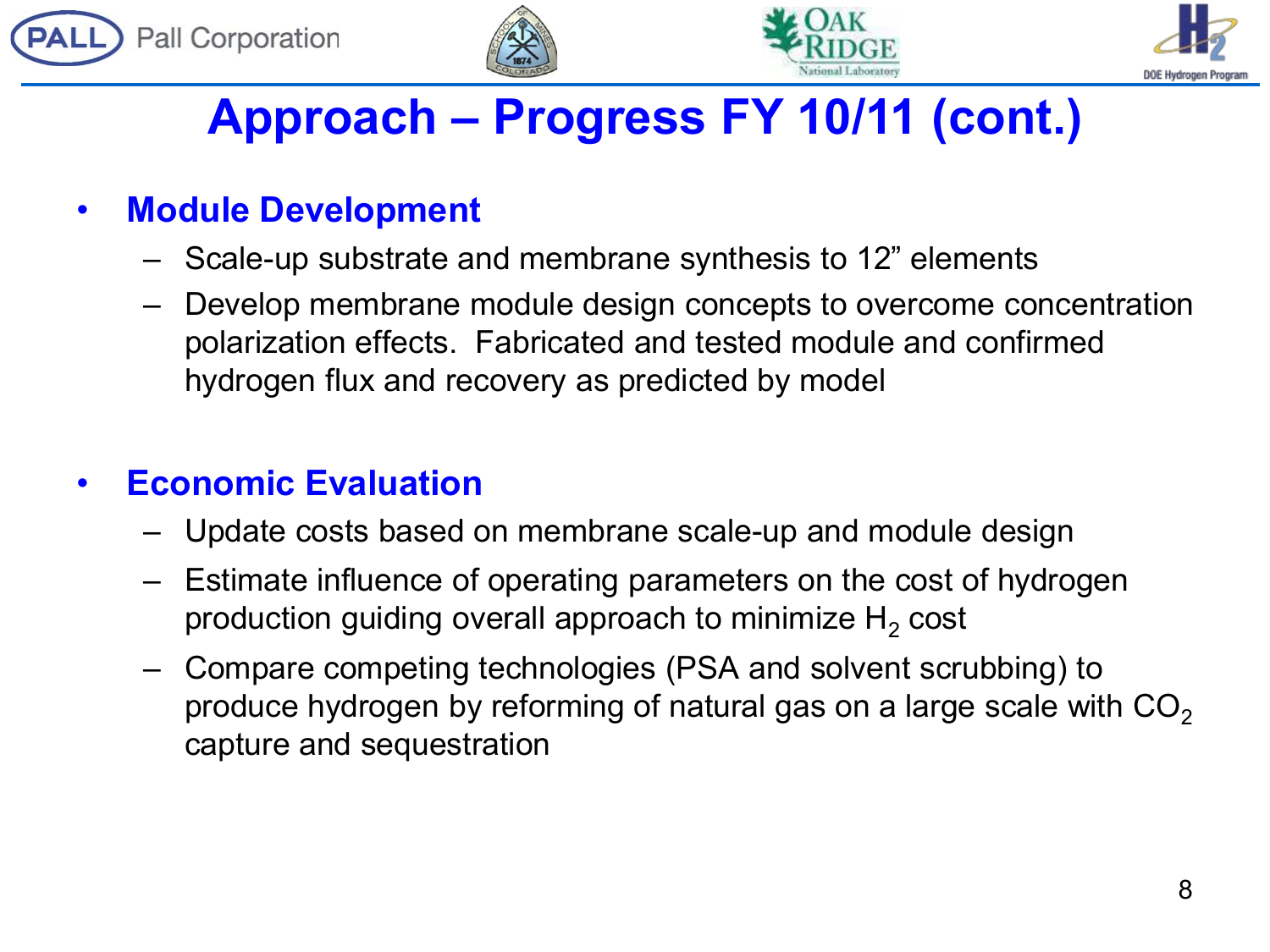# Approach – Progress FY 10/11 (cont.)

- **Module Development**
  - Scale-up substrate and membrane synthesis to 12" elements
  - Develop membrane module design concepts to overcome concentration polarization effects. Fabricated and tested module and confirmed hydrogen flux and recovery as predicted by model

- **Economic Evaluation**
  - Update costs based on membrane scale-up and module design
  - Estimate influence of operating parameters on the cost of hydrogen production guiding overall approach to minimize $H_2$ cost
  - Compare competing technologies (PSA and solvent scrubbing) to produce hydrogen by reforming of natural gas on a large scale with $CO_2$ capture and sequestration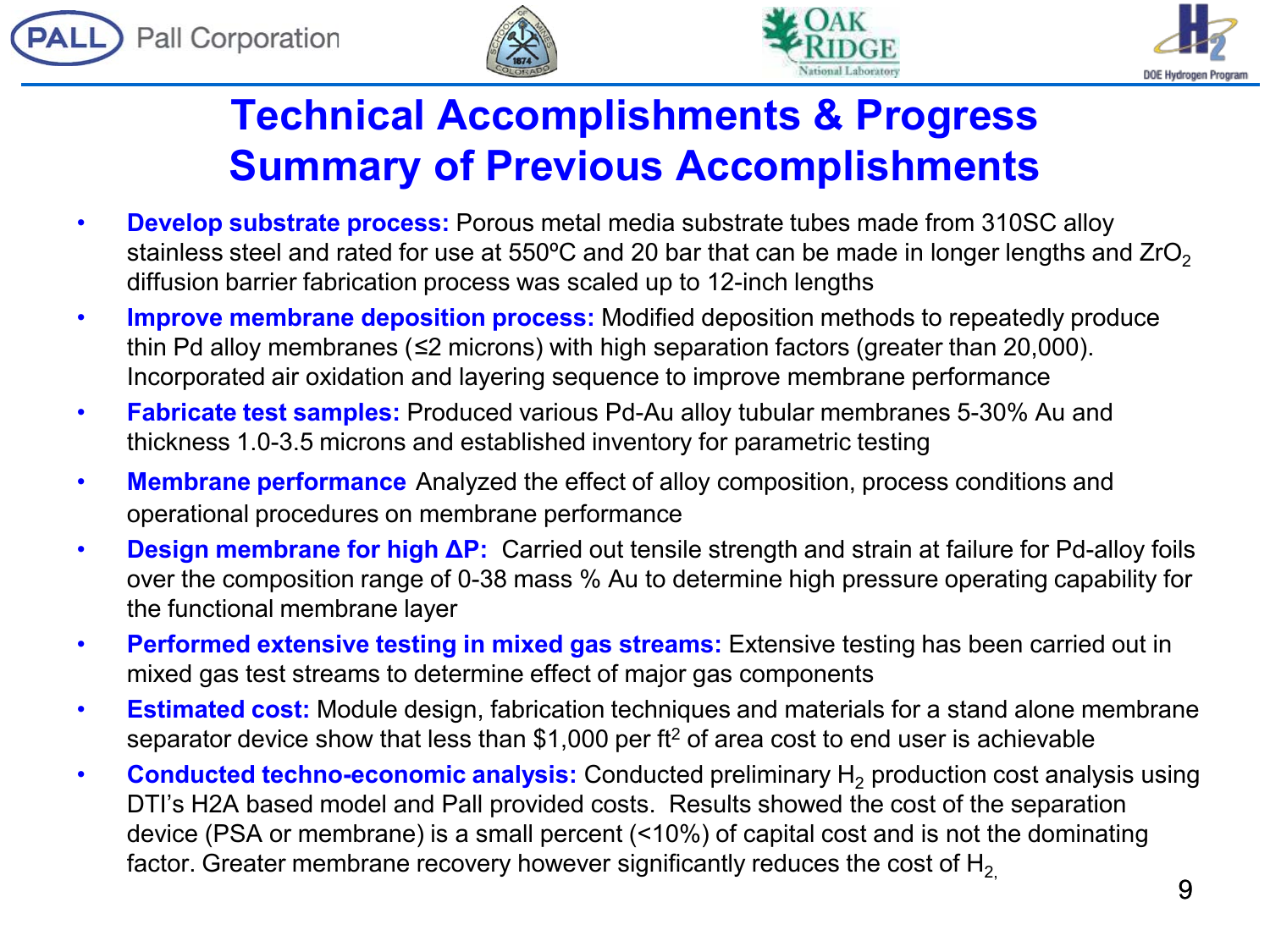# Technical Accomplishments & Progress
## Summary of Previous Accomplishments

- **Develop substrate process:** Porous metal media substrate tubes made from 310SC alloy stainless steel and rated for use at 550ºC and 20 bar that can be made in longer lengths and $ZrO_2$ diffusion barrier fabrication process was scaled up to 12-inch lengths
- **Improve membrane deposition process:** Modified deposition methods to repeatedly produce thin Pd alloy membranes (≤2 microns) with high separation factors (greater than 20,000). Incorporated air oxidation and layering sequence to improve membrane performance
- **Fabricate test samples:** Produced various Pd-Au alloy tubular membranes 5-30% Au and thickness 1.0-3.5 microns and established inventory for parametric testing
- **Membrane performance** Analyzed the effect of alloy composition, process conditions and operational procedures on membrane performance
- **Design membrane for high ΔP:** Carried out tensile strength and strain at failure for Pd-alloy foils over the composition range of 0-38 mass % Au to determine high pressure operating capability for the functional membrane layer
- **Performed extensive testing in mixed gas streams:** Extensive testing has been carried out in mixed gas test streams to determine effect of major gas components
- **Estimated cost:** Module design, fabrication techniques and materials for a stand alone membrane separator device show that less than $1,000 per $ft^2$ of area cost to end user is achievable
- **Conducted techno-economic analysis:** Conducted preliminary $H_2$ production cost analysis using DTI's H2A based model and Pall provided costs. Results showed the cost of the separation device (PSA or membrane) is a small percent (<10%) of capital cost and is not the dominating factor. Greater membrane recovery however significantly reduces the cost of $H_2$.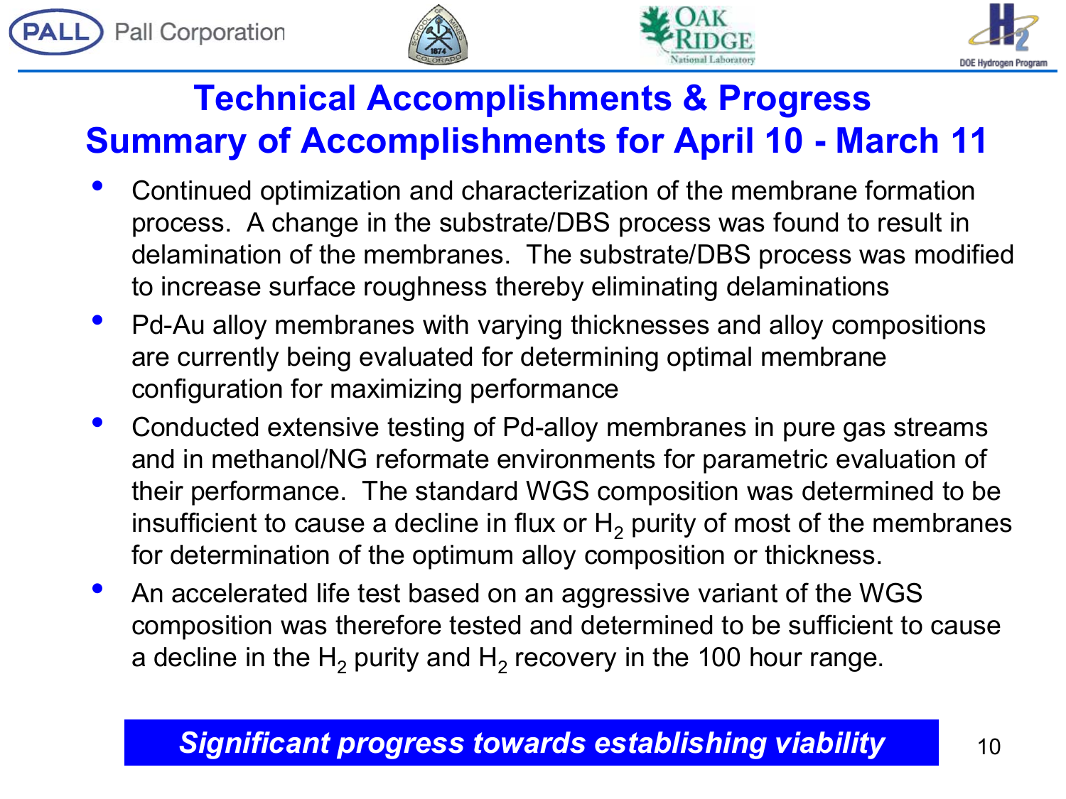# Technical Accomplishments & Progress
## Summary of Accomplishments for April 10 - March 11

- Continued optimization and characterization of the membrane formation process. A change in the substrate/DBS process was found to result in delamination of the membranes. The substrate/DBS process was modified to increase surface roughness thereby eliminating delaminations
- Pd-Au alloy membranes with varying thicknesses and alloy compositions are currently being evaluated for determining optimal membrane configuration for maximizing performance
- Conducted extensive testing of Pd-alloy membranes in pure gas streams and in methanol/NG reformate environments for parametric evaluation of their performance. The standard WGS composition was determined to be insufficient to cause a decline in flux or $H_2$ purity of most of the membranes for determination of the optimum alloy composition or thickness.
- An accelerated life test based on an aggressive variant of the WGS composition was therefore tested and determined to be sufficient to cause a decline in the $H_2$ purity and $H_2$ recovery in the 100 hour range.

***Significant progress towards establishing viability***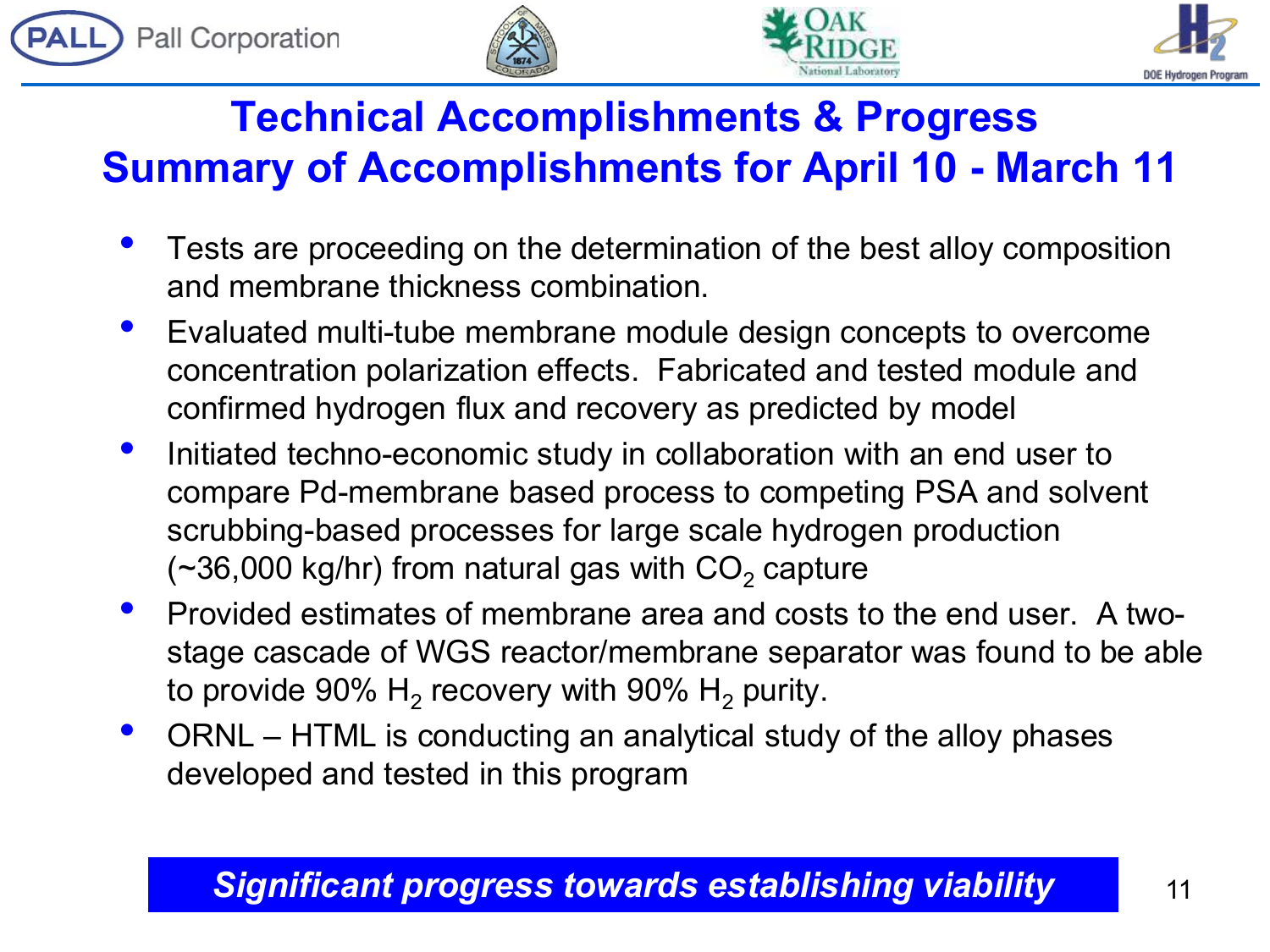# Technical Accomplishments & Progress
## Summary of Accomplishments for April 10 - March 11

- Tests are proceeding on the determination of the best alloy composition and membrane thickness combination.
- Evaluated multi-tube membrane module design concepts to overcome concentration polarization effects. Fabricated and tested module and confirmed hydrogen flux and recovery as predicted by model
- Initiated techno-economic study in collaboration with an end user to compare Pd-membrane based process to competing PSA and solvent scrubbing-based processes for large scale hydrogen production (~36,000 kg/hr) from natural gas with $CO_2$ capture
- Provided estimates of membrane area and costs to the end user. A two-stage cascade of WGS reactor/membrane separator was found to be able to provide 90% $H_2$ recovery with 90% $H_2$ purity.
- ORNL – HTML is conducting an analytical study of the alloy phases developed and tested in this program

***Significant progress towards establishing viability***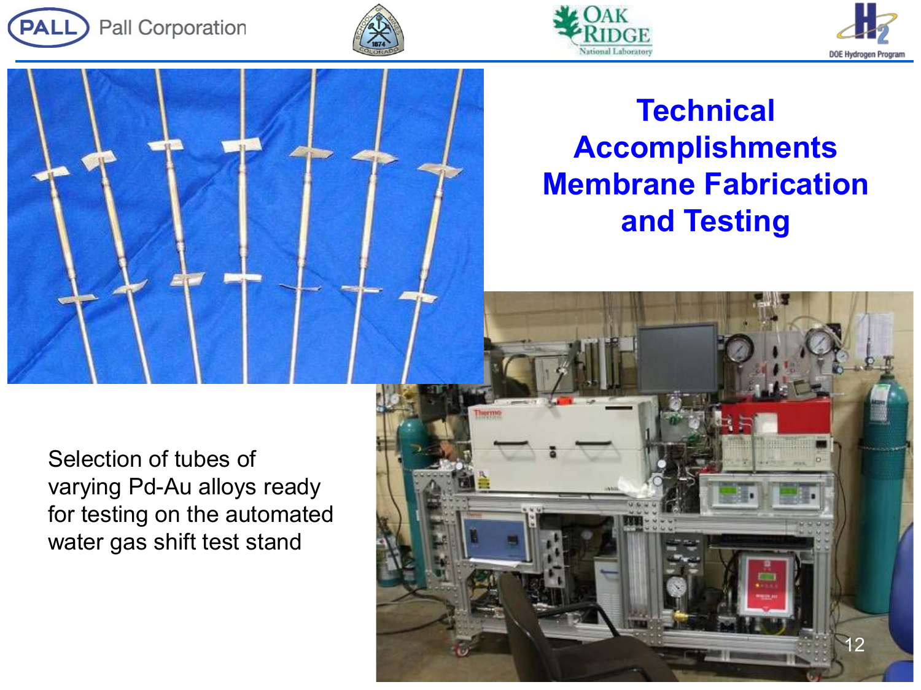# Technical Accomplishments Membrane Fabrication and Testing

Selection of tubes of varying Pd-Au alloys ready for testing on the automated water gas shift test stand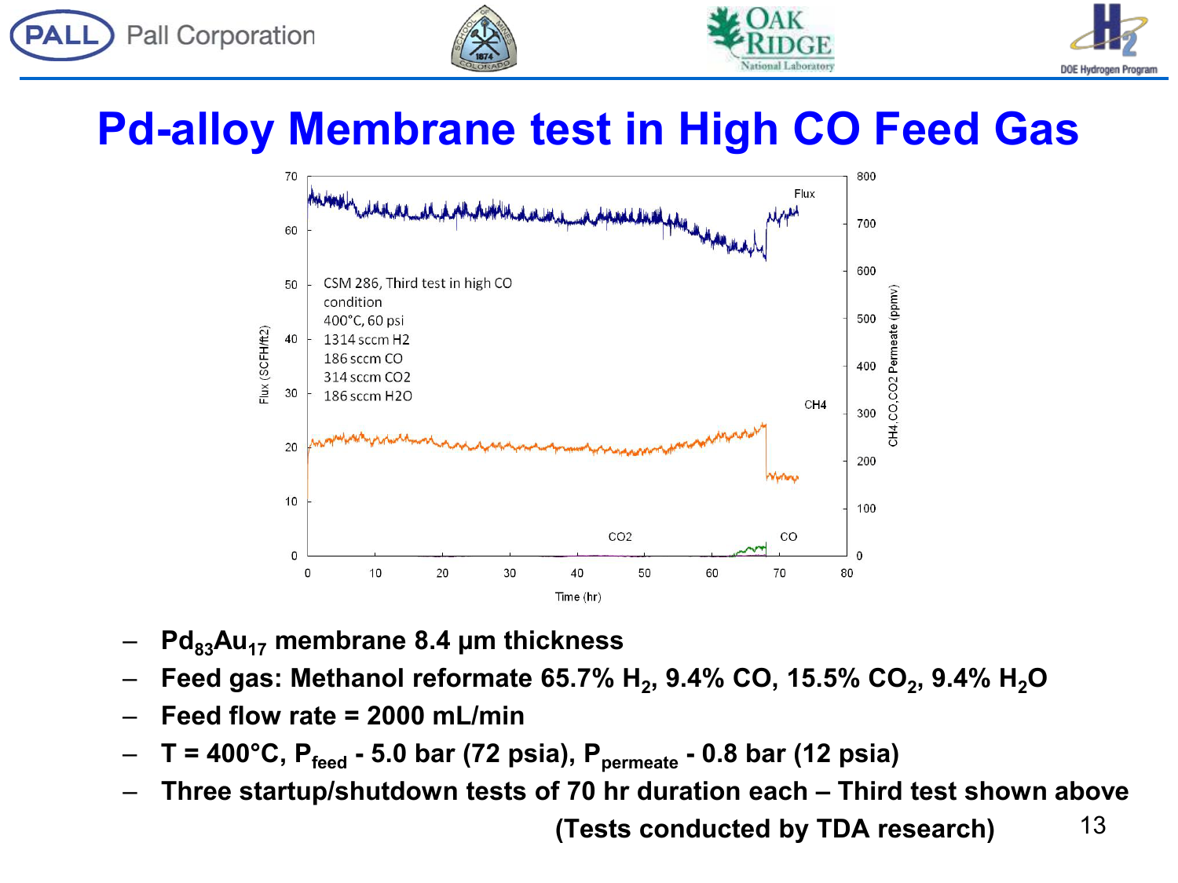# Pd-alloy Membrane test in High CO Feed Gas

Flux

CSM 286, Third test in high CO condition
400°C, 60 psi
1314 sccm H2
186 sccm CO
314 sccm CO2
186 sccm H2O

CH4

CO2

CO

Flux (SCFH/ft2)

CH4,CO,CO2 Permeate (ppmv)

Time (hr)

0, 10, 20, 30, 40, 50, 60, 70

0, 100, 200, 300, 400, 500, 600, 700, 800

0, 10, 20, 30, 40, 50, 60, 70, 80

- $Pd_{83}Au_{17}$ membrane 8.4 µm thickness
- Feed gas: Methanol reformate 65.7% $H_2$, 9.4% CO, 15.5% $CO_2$, 9.4% $H_2O$
- Feed flow rate = 2000 mL/min
- T = 400°C, $P_{feed}$ - 5.0 bar (72 psia), $P_{permeate}$ - 0.8 bar (12 psia)
- Three startup/shutdown tests of 70 hr duration each – Third test shown above

(Tests conducted by TDA research)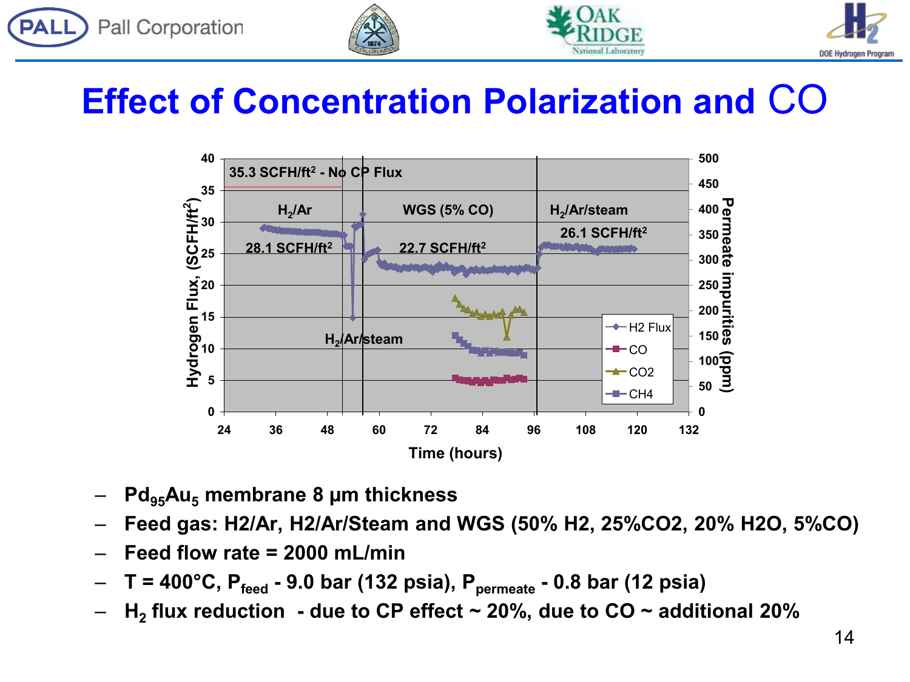# Effect of Concentration Polarization and CO

35.3 SCFH/ft² - No CP Flux

$H_2$/Ar

WGS (5% CO)

$H_2$/Ar/steam

28.1 SCFH/ft²

22.7 SCFH/ft²

26.1 SCFH/ft²

$H_2$/Ar/steam

Hydrogen Flux, (SCFH/ft²)

0, 5, 10, 15, 20, 25, 30, 35, 40

Permeate impurities (ppm)

0, 50, 100, 150, 200, 250, 300, 350, 400, 450, 500

Time (hours)

24, 36, 48, 60, 72, 84, 96, 108, 120, 132

H2 Flux

CO

CO2

CH4

- $Pd_{95}Au_5$ membrane 8 μm thickness
- Feed gas: H2/Ar, H2/Ar/Steam and WGS (50% H2, 25%CO2, 20% H2O, 5%CO)
- Feed flow rate = 2000 mL/min
- T = 400°C, $P_{feed}$ - 9.0 bar (132 psia), $P_{permeate}$ - 0.8 bar (12 psia)
- $H_2$ flux reduction - due to CP effect ~ 20%, due to CO ~ additional 20%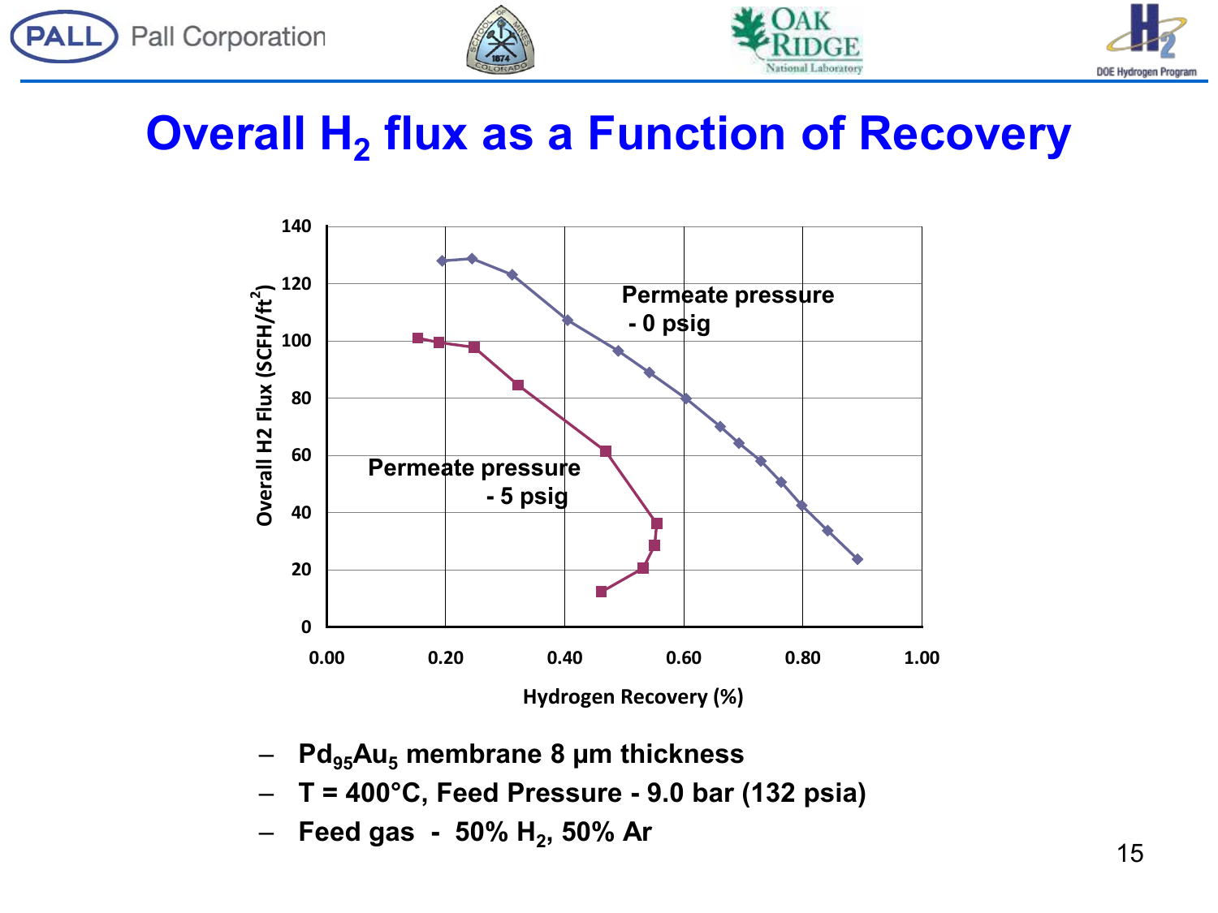# Overall $H_2$ flux as a Function of Recovery

Overall H2 Flux (SCFH/ft$^2$)

140
120
100
80
60
40
20
0

0.00
0.20
0.40
0.60
0.80
1.00

Hydrogen Recovery (%)

Permeate pressure - 0 psig

Permeate pressure - 5 psig

- $Pd_{95}Au_5$ membrane 8 μm thickness
- T = 400°C, Feed Pressure - 9.0 bar (132 psia)
- Feed gas - 50% $H_2$, 50% Ar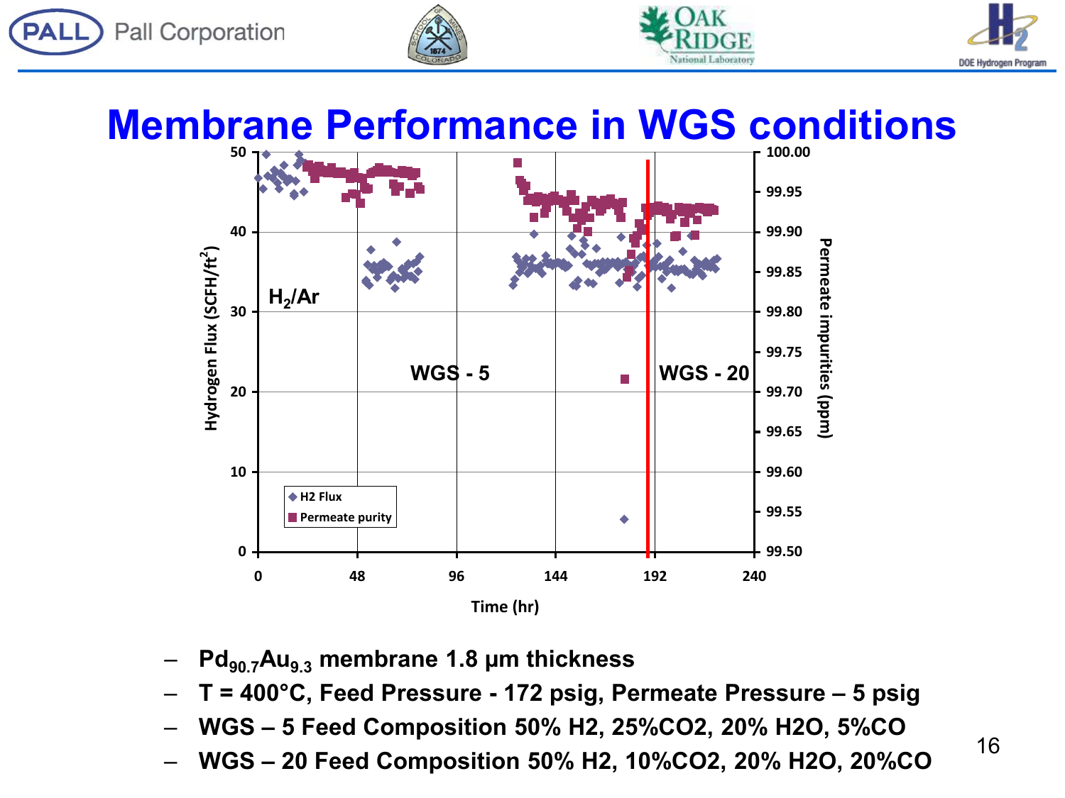# Membrane Performance in WGS conditions

Hydrogen Flux (SCFH/ft$^2$)

50
40
30
20
10
0

Permeate impurities (ppm)

100.00
99.95
99.90
99.85
99.80
99.75
99.70
99.65
99.60
99.55
99.50

Time (hr)

0
48
96
144
192
240

$H_2$/Ar

WGS - 5

WGS - 20

H2 Flux

Permeate purity

- $Pd_{90.7}Au_{9.3}$ membrane 1.8 µm thickness
- T = 400°C, Feed Pressure - 172 psig, Permeate Pressure – 5 psig
- WGS – 5 Feed Composition 50% H2, 25%CO2, 20% H2O, 5%CO
- WGS – 20 Feed Composition 50% H2, 10%CO2, 20% H2O, 20%CO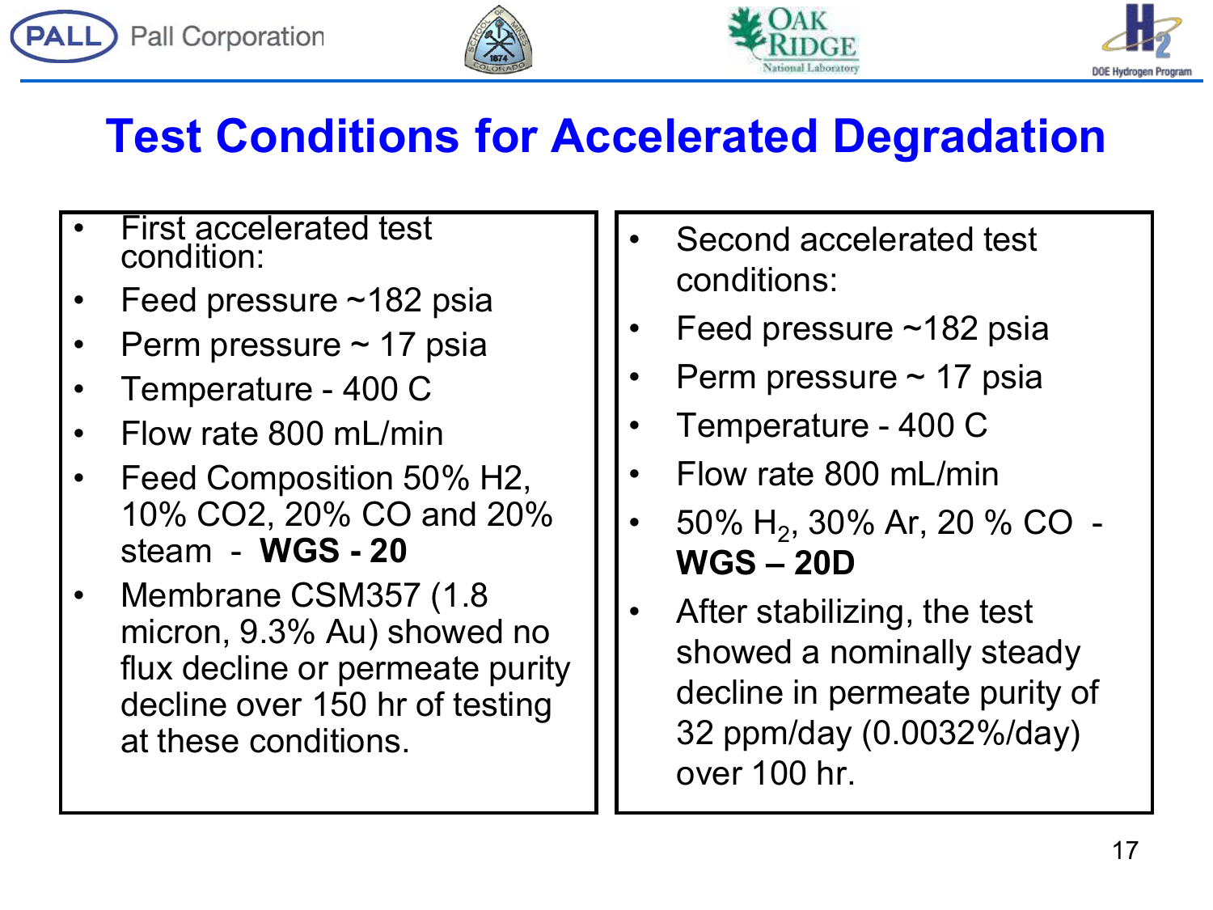# Test Conditions for Accelerated Degradation

- First accelerated test condition:
- Feed pressure ~182 psia
- Perm pressure ~ 17 psia
- Temperature - 400 C
- Flow rate 800 mL/min
- Feed Composition 50% H2, 10% CO2, 20% CO and 20% steam - **WGS - 20**
- Membrane CSM357 (1.8 micron, 9.3% Au) showed no flux decline or permeate purity decline over 150 hr of testing at these conditions.

- Second accelerated test conditions:
- Feed pressure ~182 psia
- Perm pressure ~ 17 psia
- Temperature - 400 C
- Flow rate 800 mL/min
- 50% $H_2$, 30% Ar, 20 % CO - **WGS – 20D**
- After stabilizing, the test showed a nominally steady decline in permeate purity of 32 ppm/day (0.0032%/day) over 100 hr.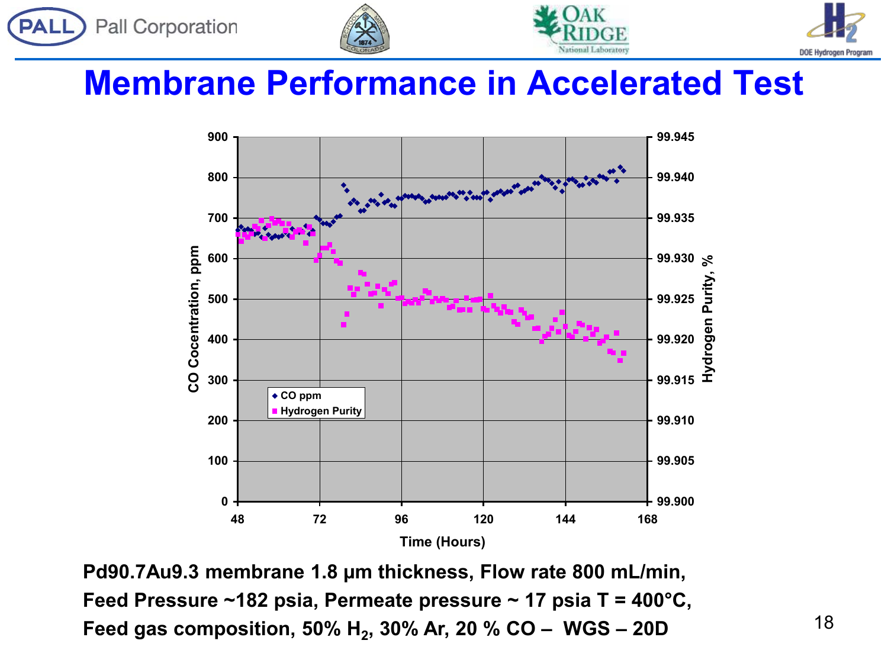Pall Corporation

DOE Hydrogen Program

# Membrane Performance in Accelerated Test

CO Cocentration, ppm

900
800
700
600
500
400
300
200
100
0

Hydrogen Purity, %

99.945
99.940
99.935
99.930
99.925
99.920
99.915
99.910
99.905
99.900

Time (Hours)

48
72
96
120
144
168

CO ppm

Hydrogen Purity

**Pd90.7Au9.3 membrane 1.8 µm thickness, Flow rate 800 mL/min, Feed Pressure ~182 psia, Permeate pressure ~ 17 psia T = 400°C, Feed gas composition, 50% $H_2$, 30% Ar, 20 % CO – WGS – 20D**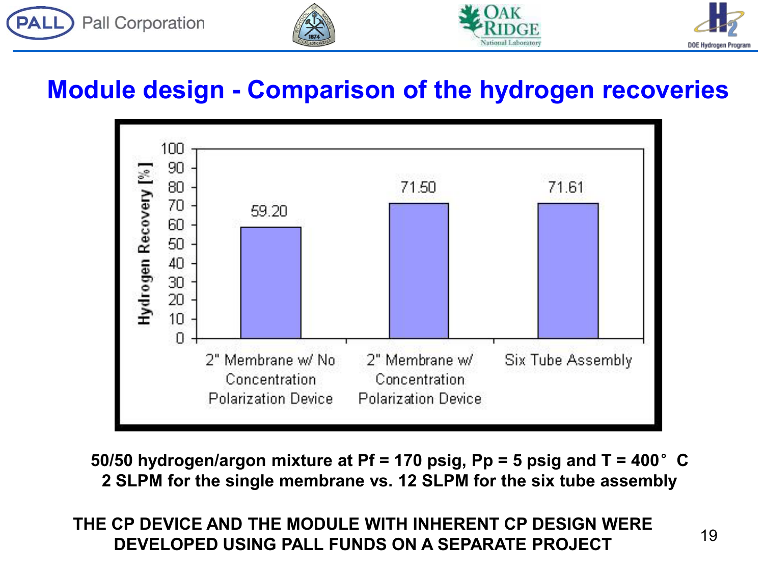# Module design - Comparison of the hydrogen recoveries

Hydrogen Recovery [%]

100
90
80
70
60
50
40
30
20
10
0

59.20
71.50
71.61

2" Membrane w/ No Concentration Polarization Device
2" Membrane w/ Concentration Polarization Device
Six Tube Assembly

**50/50 hydrogen/argon mixture at Pf = 170 psig, Pp = 5 psig and T = 400° C**
**2 SLPM for the single membrane vs. 12 SLPM for the six tube assembly**

**THE CP DEVICE AND THE MODULE WITH INHERENT CP DESIGN WERE DEVELOPED USING PALL FUNDS ON A SEPARATE PROJECT**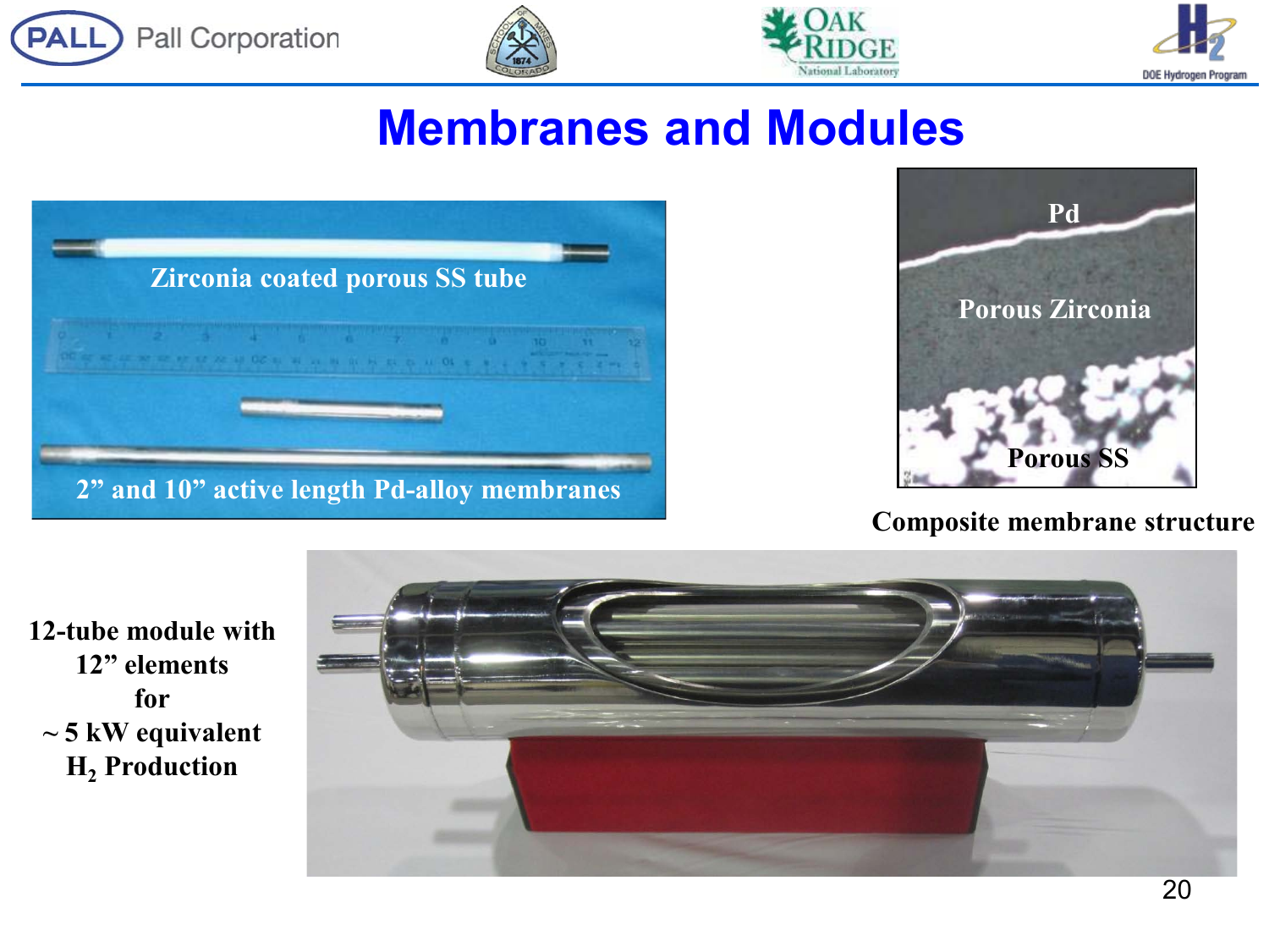# Membranes and Modules

Zirconia coated porous SS tube

2" and 10" active length Pd-alloy membranes

Pd

Porous Zirconia

Porous SS

**Composite membrane structure**

**12-tube module with 12" elements for ~ 5 kW equivalent $H_2$ Production**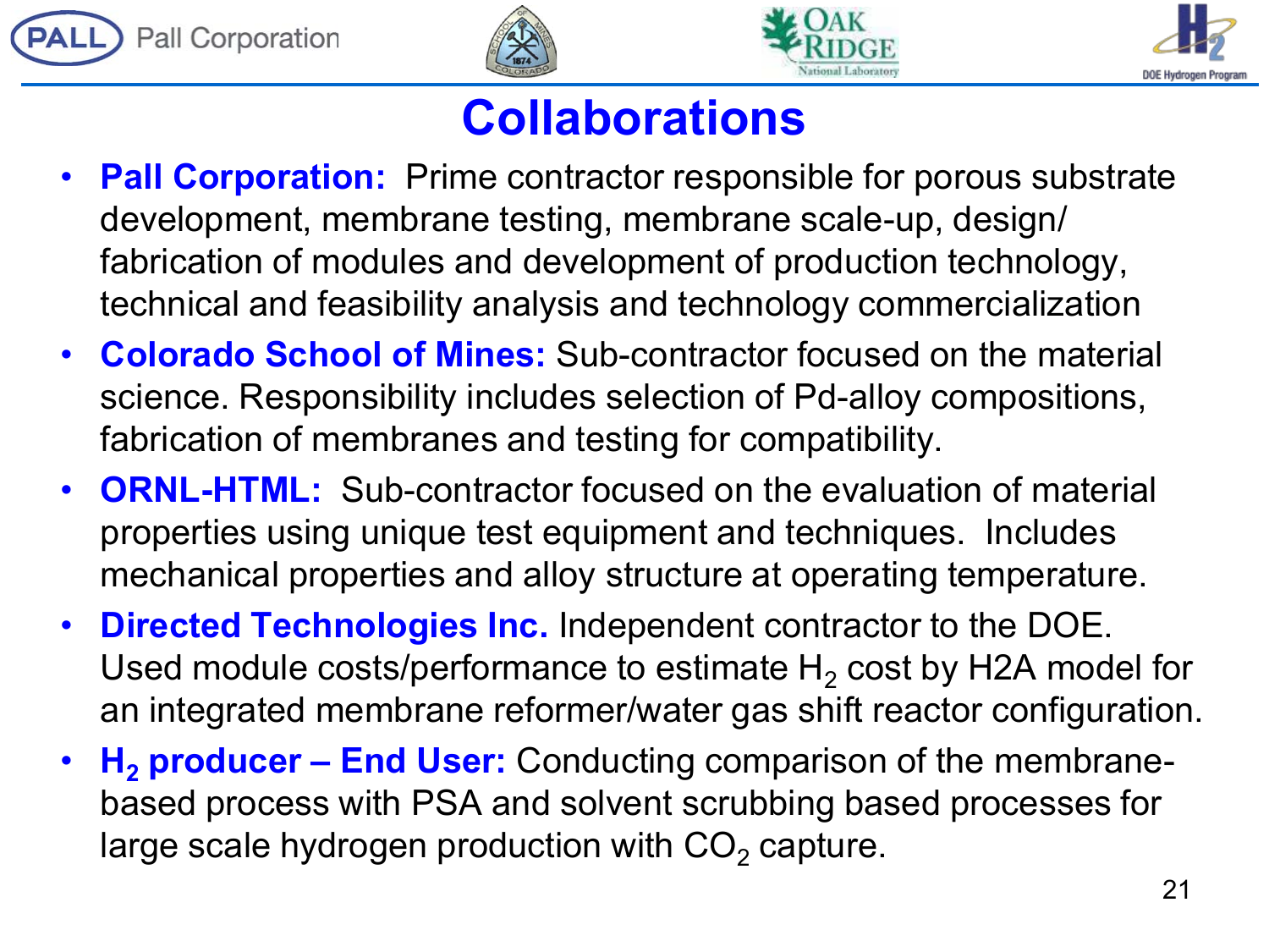# Collaborations

- **Pall Corporation:** Prime contractor responsible for porous substrate development, membrane testing, membrane scale-up, design/ fabrication of modules and development of production technology, technical and feasibility analysis and technology commercialization
- **Colorado School of Mines:** Sub-contractor focused on the material science. Responsibility includes selection of Pd-alloy compositions, fabrication of membranes and testing for compatibility.
- **ORNL-HTML:** Sub-contractor focused on the evaluation of material properties using unique test equipment and techniques. Includes mechanical properties and alloy structure at operating temperature.
- **Directed Technologies Inc.** Independent contractor to the DOE. Used module costs/performance to estimate $H_2$ cost by H2A model for an integrated membrane reformer/water gas shift reactor configuration.
- **$H_2$ producer – End User:** Conducting comparison of the membrane-based process with PSA and solvent scrubbing based processes for large scale hydrogen production with $CO_2$ capture.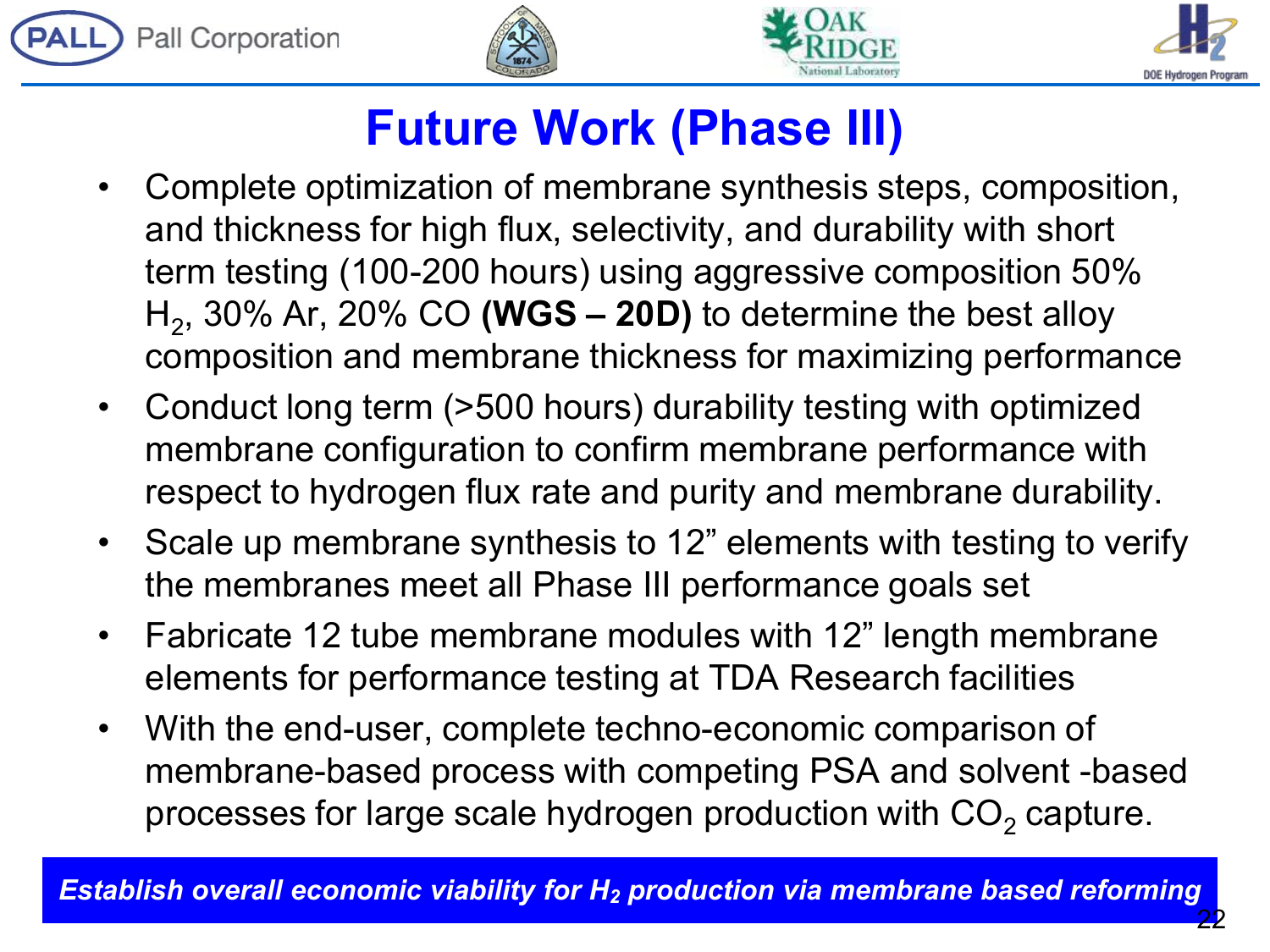# Future Work (Phase III)

- Complete optimization of membrane synthesis steps, composition, and thickness for high flux, selectivity, and durability with short term testing (100-200 hours) using aggressive composition 50% $H_2$, 30% Ar, 20% CO **(WGS – 20D)** to determine the best alloy composition and membrane thickness for maximizing performance
- Conduct long term (>500 hours) durability testing with optimized membrane configuration to confirm membrane performance with respect to hydrogen flux rate and purity and membrane durability.
- Scale up membrane synthesis to 12" elements with testing to verify the membranes meet all Phase III performance goals set
- Fabricate 12 tube membrane modules with 12" length membrane elements for performance testing at TDA Research facilities
- With the end-user, complete techno-economic comparison of membrane-based process with competing PSA and solvent -based processes for large scale hydrogen production with $CO_2$ capture.

***Establish overall economic viability for $H_2$ production via membrane based reforming***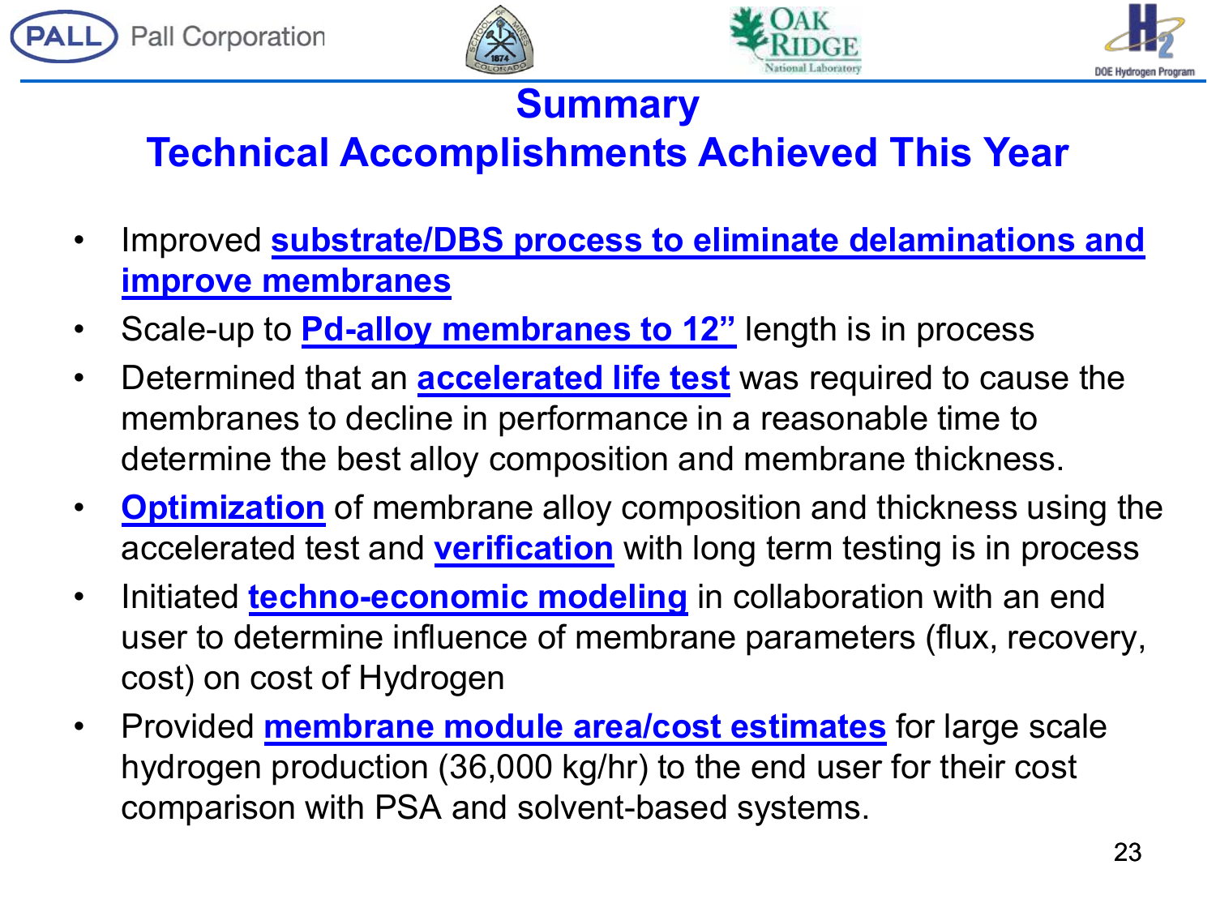# Summary

## Technical Accomplishments Achieved This Year

- Improved **substrate/DBS process to eliminate delaminations and improve membranes**
- Scale-up to **Pd-alloy membranes to 12”** length is in process
- Determined that an **accelerated life test** was required to cause the membranes to decline in performance in a reasonable time to determine the best alloy composition and membrane thickness.
- **Optimization** of membrane alloy composition and thickness using the accelerated test and **verification** with long term testing is in process
- Initiated **techno-economic modeling** in collaboration with an end user to determine influence of membrane parameters (flux, recovery, cost) on cost of Hydrogen
- Provided **membrane module area/cost estimates** for large scale hydrogen production (36,000 kg/hr) to the end user for their cost comparison with PSA and solvent-based systems.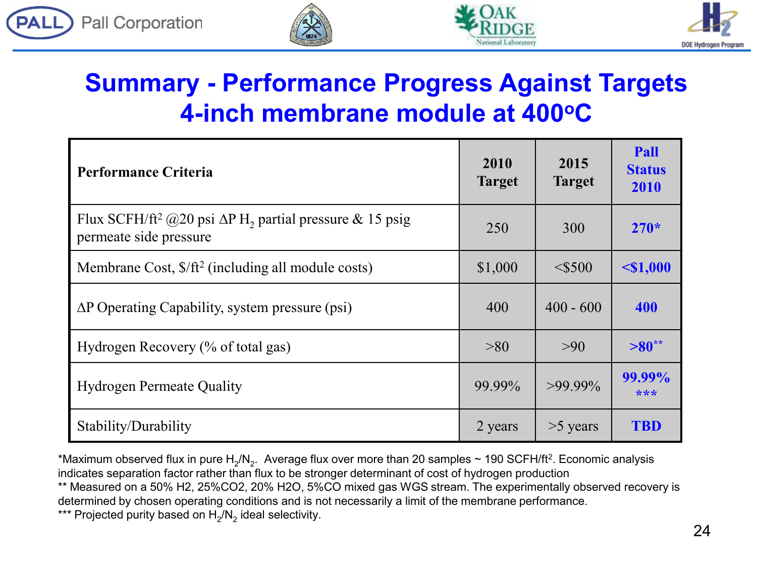# Summary - Performance Progress Against Targets
## 4-inch membrane module at 400°C

| Performance Criteria | 2010 Target | 2015 Target | Pall Status 2010 |
|---|---|---|---|
| Flux SCFH/ft$^2$ @20 psi ΔP $H_2$ partial pressure & 15 psig permeate side pressure | 250 | 300 | **270*** |
| Membrane Cost, $/ft$^2$ (including all module costs) | $1,000 | <$500 | **<$1,000** |
| ΔP Operating Capability, system pressure (psi) | 400 | 400 - 600 | **400** |
| Hydrogen Recovery (% of total gas) | >80 | >90 | **>80**** |
| Hydrogen Permeate Quality | 99.99% | >99.99% | **99.99% *** ** |
| Stability/Durability | 2 years | >5 years | **TBD** |

*Maximum observed flux in pure $H_2/N_2$. Average flux over more than 20 samples ~ 190 SCFH/ft$^2$. Economic analysis indicates separation factor rather than flux to be stronger determinant of cost of hydrogen production

** Measured on a 50% H2, 25%CO2, 20% H2O, 5%CO mixed gas WGS stream. The experimentally observed recovery is determined by chosen operating conditions and is not necessarily a limit of the membrane performance.

*** Projected purity based on $H_2/N_2$ ideal selectivity.